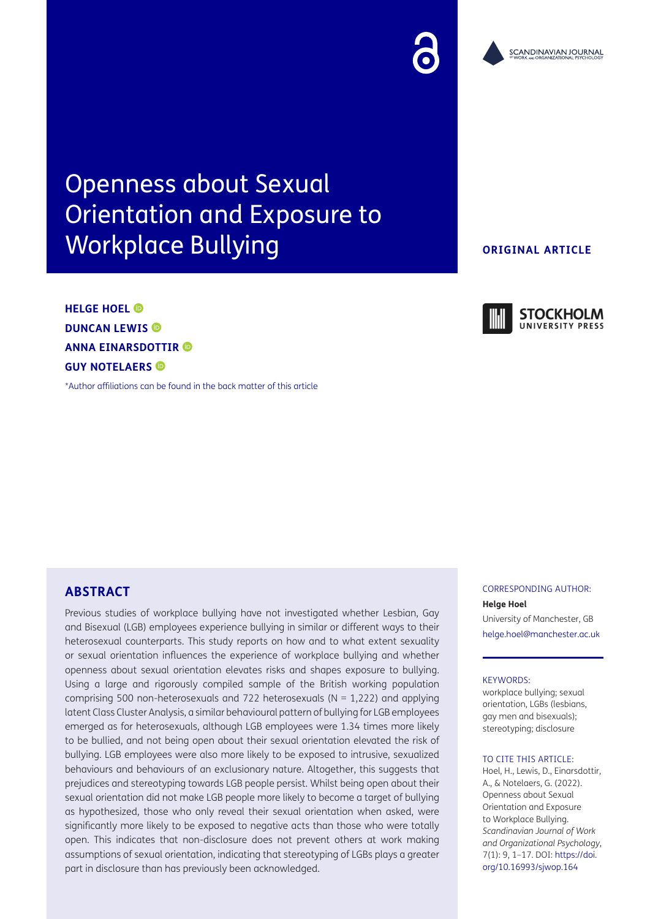# Openness about Sexual Orientation and Exposure to Workplace Bullying

**ORIGINAL ARTICLE**

**HELGE HOEL**
**DUNCAN LEWIS**
**ANNA EINARSDOTTIR**
**GUY NOTELAERS**

*Author affiliations can be found in the back matter of this article

## ABSTRACT

Previous studies of workplace bullying have not investigated whether Lesbian, Gay and Bisexual (LGB) employees experience bullying in similar or different ways to their heterosexual counterparts. This study reports on how and to what extent sexuality or sexual orientation influences the experience of workplace bullying and whether openness about sexual orientation elevates risks and shapes exposure to bullying. Using a large and rigorously compiled sample of the British working population comprising 500 non-heterosexuals and 722 heterosexuals (N = 1,222) and applying latent Class Cluster Analysis, a similar behavioural pattern of bullying for LGB employees emerged as for heterosexuals, although LGB employees were 1.34 times more likely to be bullied, and not being open about their sexual orientation elevated the risk of bullying. LGB employees were also more likely to be exposed to intrusive, sexualized behaviours and behaviours of an exclusionary nature. Altogether, this suggests that prejudices and stereotyping towards LGB people persist. Whilst being open about their sexual orientation did not make LGB people more likely to become a target of bullying as hypothesized, those who only reveal their sexual orientation when asked, were significantly more likely to be exposed to negative acts than those who were totally open. This indicates that non-disclosure does not prevent others at work making assumptions of sexual orientation, indicating that stereotyping of LGBs plays a greater part in disclosure than has previously been acknowledged.

CORRESPONDING AUTHOR:

**Helge Hoel**

University of Manchester, GB

helge.hoel@manchester.ac.uk

KEYWORDS:

workplace bullying; sexual orientation, LGBs (lesbians, gay men and bisexuals); stereotyping; disclosure

TO CITE THIS ARTICLE:

Hoel, H., Lewis, D., Einarsdottir, A., & Notelaers, G. (2022). Openness about Sexual Orientation and Exposure to Workplace Bullying. *Scandinavian Journal of Work and Organizational Psychology*, 7(1): 9, 1–17. DOI: https://doi.org/10.16993/sjwop.164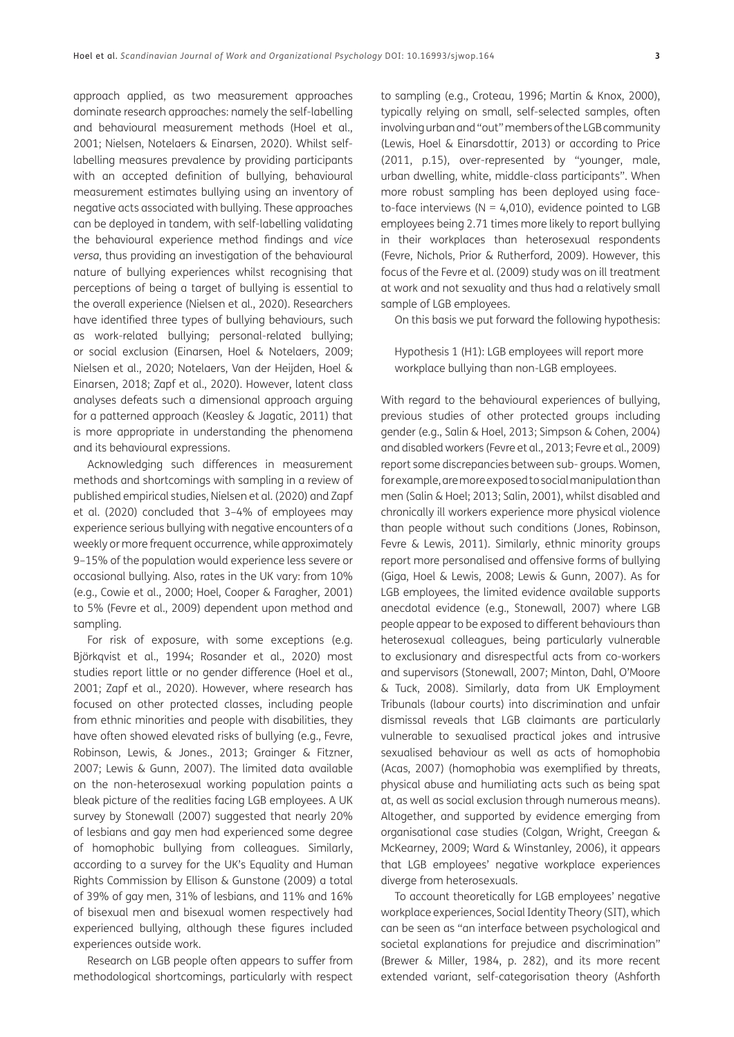approach applied, as two measurement approaches dominate research approaches: namely the self-labelling and behavioural measurement methods (Hoel et al., 2001; Nielsen, Notelaers & Einarsen, 2020). Whilst self-labelling measures prevalence by providing participants with an accepted definition of bullying, behavioural measurement estimates bullying using an inventory of negative acts associated with bullying. These approaches can be deployed in tandem, with self-labelling validating the behavioural experience method findings and *vice versa*, thus providing an investigation of the behavioural nature of bullying experiences whilst recognising that perceptions of being a target of bullying is essential to the overall experience (Nielsen et al., 2020). Researchers have identified three types of bullying behaviours, such as work-related bullying; personal-related bullying; or social exclusion (Einarsen, Hoel & Notelaers, 2009; Nielsen et al., 2020; Notelaers, Van der Heijden, Hoel & Einarsen, 2018; Zapf et al., 2020). However, latent class analyses defeats such a dimensional approach arguing for a patterned approach (Keasley & Jagatic, 2011) that is more appropriate in understanding the phenomena and its behavioural expressions.

Acknowledging such differences in measurement methods and shortcomings with sampling in a review of published empirical studies, Nielsen et al. (2020) and Zapf et al. (2020) concluded that 3–4% of employees may experience serious bullying with negative encounters of a weekly or more frequent occurrence, while approximately 9–15% of the population would experience less severe or occasional bullying. Also, rates in the UK vary: from 10% (e.g., Cowie et al., 2000; Hoel, Cooper & Faragher, 2001) to 5% (Fevre et al., 2009) dependent upon method and sampling.

For risk of exposure, with some exceptions (e.g. Björkqvist et al., 1994; Rosander et al., 2020) most studies report little or no gender difference (Hoel et al., 2001; Zapf et al., 2020). However, where research has focused on other protected classes, including people from ethnic minorities and people with disabilities, they have often showed elevated risks of bullying (e.g., Fevre, Robinson, Lewis, & Jones., 2013; Grainger & Fitzner, 2007; Lewis & Gunn, 2007). The limited data available on the non-heterosexual working population paints a bleak picture of the realities facing LGB employees. A UK survey by Stonewall (2007) suggested that nearly 20% of lesbians and gay men had experienced some degree of homophobic bullying from colleagues. Similarly, according to a survey for the UK's Equality and Human Rights Commission by Ellison & Gunstone (2009) a total of 39% of gay men, 31% of lesbians, and 11% and 16% of bisexual men and bisexual women respectively had experienced bullying, although these figures included experiences outside work.

Research on LGB people often appears to suffer from methodological shortcomings, particularly with respect to sampling (e.g., Croteau, 1996; Martin & Knox, 2000), typically relying on small, self-selected samples, often involving urban and "out" members of the LGB community (Lewis, Hoel & Einarsdottír, 2013) or according to Price (2011, p.15), over-represented by "younger, male, urban dwelling, white, middle-class participants". When more robust sampling has been deployed using face-to-face interviews (N = 4,010), evidence pointed to LGB employees being 2.71 times more likely to report bullying in their workplaces than heterosexual respondents (Fevre, Nichols, Prior & Rutherford, 2009). However, this focus of the Fevre et al. (2009) study was on ill treatment at work and not sexuality and thus had a relatively small sample of LGB employees.

On this basis we put forward the following hypothesis:

> Hypothesis 1 (H1): LGB employees will report more workplace bullying than non-LGB employees.

With regard to the behavioural experiences of bullying, previous studies of other protected groups including gender (e.g., Salin & Hoel, 2013; Simpson & Cohen, 2004) and disabled workers (Fevre et al., 2013; Fevre et al., 2009) report some discrepancies between sub- groups. Women, for example, are more exposed to social manipulation than men (Salin & Hoel; 2013; Salin, 2001), whilst disabled and chronically ill workers experience more physical violence than people without such conditions (Jones, Robinson, Fevre & Lewis, 2011). Similarly, ethnic minority groups report more personalised and offensive forms of bullying (Giga, Hoel & Lewis, 2008; Lewis & Gunn, 2007). As for LGB employees, the limited evidence available supports anecdotal evidence (e.g., Stonewall, 2007) where LGB people appear to be exposed to different behaviours than heterosexual colleagues, being particularly vulnerable to exclusionary and disrespectful acts from co-workers and supervisors (Stonewall, 2007; Minton, Dahl, O'Moore & Tuck, 2008). Similarly, data from UK Employment Tribunals (labour courts) into discrimination and unfair dismissal reveals that LGB claimants are particularly vulnerable to sexualised practical jokes and intrusive sexualised behaviour as well as acts of homophobia (Acas, 2007) (homophobia was exemplified by threats, physical abuse and humiliating acts such as being spat at, as well as social exclusion through numerous means). Altogether, and supported by evidence emerging from organisational case studies (Colgan, Wright, Creegan & McKearney, 2009; Ward & Winstanley, 2006), it appears that LGB employees' negative workplace experiences diverge from heterosexuals.

To account theoretically for LGB employees' negative workplace experiences, Social Identity Theory (SIT), which can be seen as "an interface between psychological and societal explanations for prejudice and discrimination" (Brewer & Miller, 1984, p. 282), and its more recent extended variant, self-categorisation theory (Ashforth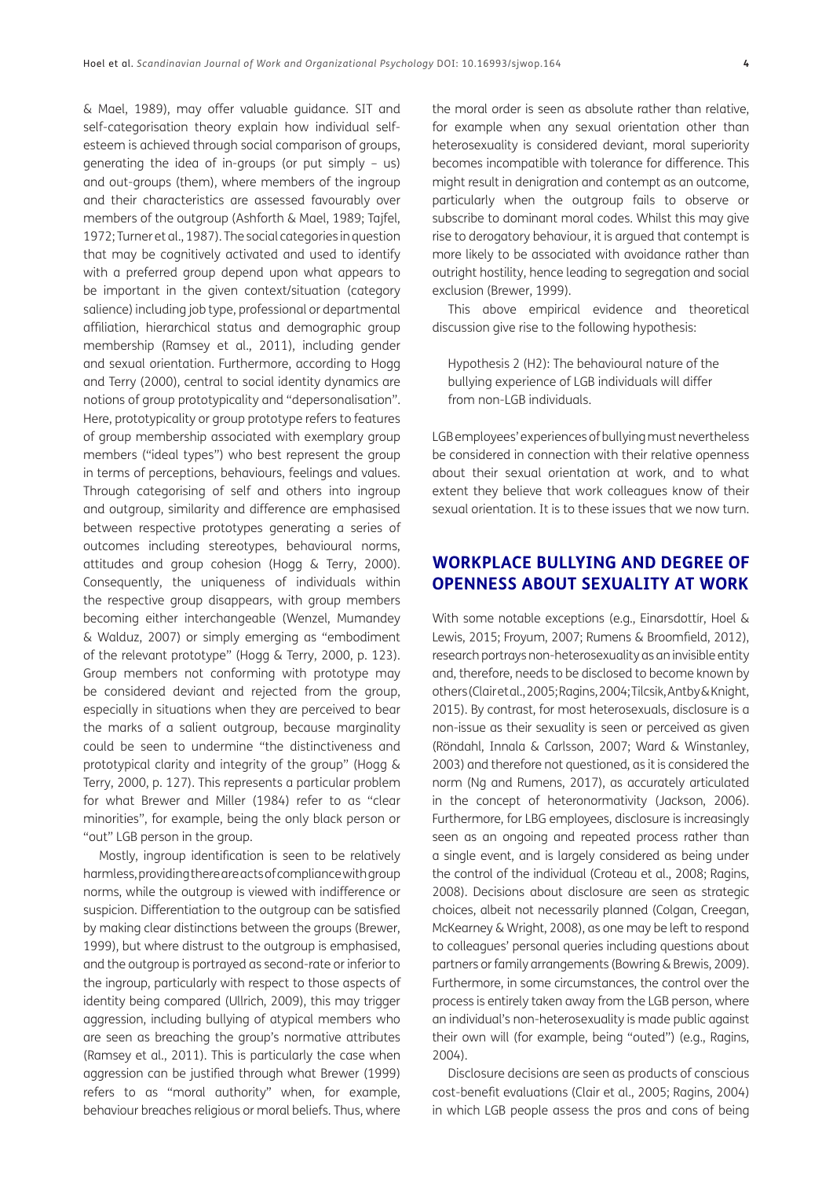& Mael, 1989), may offer valuable guidance. SIT and self-categorisation theory explain how individual self-esteem is achieved through social comparison of groups, generating the idea of in-groups (or put simply – us) and out-groups (them), where members of the ingroup and their characteristics are assessed favourably over members of the outgroup (Ashforth & Mael, 1989; Tajfel, 1972; Turner et al., 1987). The social categories in question that may be cognitively activated and used to identify with a preferred group depend upon what appears to be important in the given context/situation (category salience) including job type, professional or departmental affiliation, hierarchical status and demographic group membership (Ramsey et al., 2011), including gender and sexual orientation. Furthermore, according to Hogg and Terry (2000), central to social identity dynamics are notions of group prototypicality and "depersonalisation". Here, prototypicality or group prototype refers to features of group membership associated with exemplary group members ("ideal types") who best represent the group in terms of perceptions, behaviours, feelings and values. Through categorising of self and others into ingroup and outgroup, similarity and difference are emphasised between respective prototypes generating a series of outcomes including stereotypes, behavioural norms, attitudes and group cohesion (Hogg & Terry, 2000). Consequently, the uniqueness of individuals within the respective group disappears, with group members becoming either interchangeable (Wenzel, Mumandey & Walduz, 2007) or simply emerging as "embodiment of the relevant prototype" (Hogg & Terry, 2000, p. 123). Group members not conforming with prototype may be considered deviant and rejected from the group, especially in situations when they are perceived to bear the marks of a salient outgroup, because marginality could be seen to undermine "the distinctiveness and prototypical clarity and integrity of the group" (Hogg & Terry, 2000, p. 127). This represents a particular problem for what Brewer and Miller (1984) refer to as "clear minorities", for example, being the only black person or "out" LGB person in the group.

Mostly, ingroup identification is seen to be relatively harmless, providing there are acts of compliance with group norms, while the outgroup is viewed with indifference or suspicion. Differentiation to the outgroup can be satisfied by making clear distinctions between the groups (Brewer, 1999), but where distrust to the outgroup is emphasised, and the outgroup is portrayed as second-rate or inferior to the ingroup, particularly with respect to those aspects of identity being compared (Ullrich, 2009), this may trigger aggression, including bullying of atypical members who are seen as breaching the group's normative attributes (Ramsey et al., 2011). This is particularly the case when aggression can be justified through what Brewer (1999) refers to as "moral authority" when, for example, behaviour breaches religious or moral beliefs. Thus, where the moral order is seen as absolute rather than relative, for example when any sexual orientation other than heterosexuality is considered deviant, moral superiority becomes incompatible with tolerance for difference. This might result in denigration and contempt as an outcome, particularly when the outgroup fails to observe or subscribe to dominant moral codes. Whilst this may give rise to derogatory behaviour, it is argued that contempt is more likely to be associated with avoidance rather than outright hostility, hence leading to segregation and social exclusion (Brewer, 1999).

This above empirical evidence and theoretical discussion give rise to the following hypothesis:

> Hypothesis 2 (H2): The behavioural nature of the bullying experience of LGB individuals will differ from non-LGB individuals.

LGB employees' experiences of bullying must nevertheless be considered in connection with their relative openness about their sexual orientation at work, and to what extent they believe that work colleagues know of their sexual orientation. It is to these issues that we now turn.

## WORKPLACE BULLYING AND DEGREE OF OPENNESS ABOUT SEXUALITY AT WORK

With some notable exceptions (e.g., Einarsdottír, Hoel & Lewis, 2015; Froyum, 2007; Rumens & Broomfield, 2012), research portrays non-heterosexuality as an invisible entity and, therefore, needs to be disclosed to become known by others (Clair et al., 2005; Ragins, 2004; Tilcsik, Antby & Knight, 2015). By contrast, for most heterosexuals, disclosure is a non-issue as their sexuality is seen or perceived as given (Röndahl, Innala & Carlsson, 2007; Ward & Winstanley, 2003) and therefore not questioned, as it is considered the norm (Ng and Rumens, 2017), as accurately articulated in the concept of heteronormativity (Jackson, 2006). Furthermore, for LBG employees, disclosure is increasingly seen as an ongoing and repeated process rather than a single event, and is largely considered as being under the control of the individual (Croteau et al., 2008; Ragins, 2008). Decisions about disclosure are seen as strategic choices, albeit not necessarily planned (Colgan, Creegan, McKearney & Wright, 2008), as one may be left to respond to colleagues' personal queries including questions about partners or family arrangements (Bowring & Brewis, 2009). Furthermore, in some circumstances, the control over the process is entirely taken away from the LGB person, where an individual's non-heterosexuality is made public against their own will (for example, being "outed") (e.g., Ragins, 2004).

Disclosure decisions are seen as products of conscious cost-benefit evaluations (Clair et al., 2005; Ragins, 2004) in which LGB people assess the pros and cons of being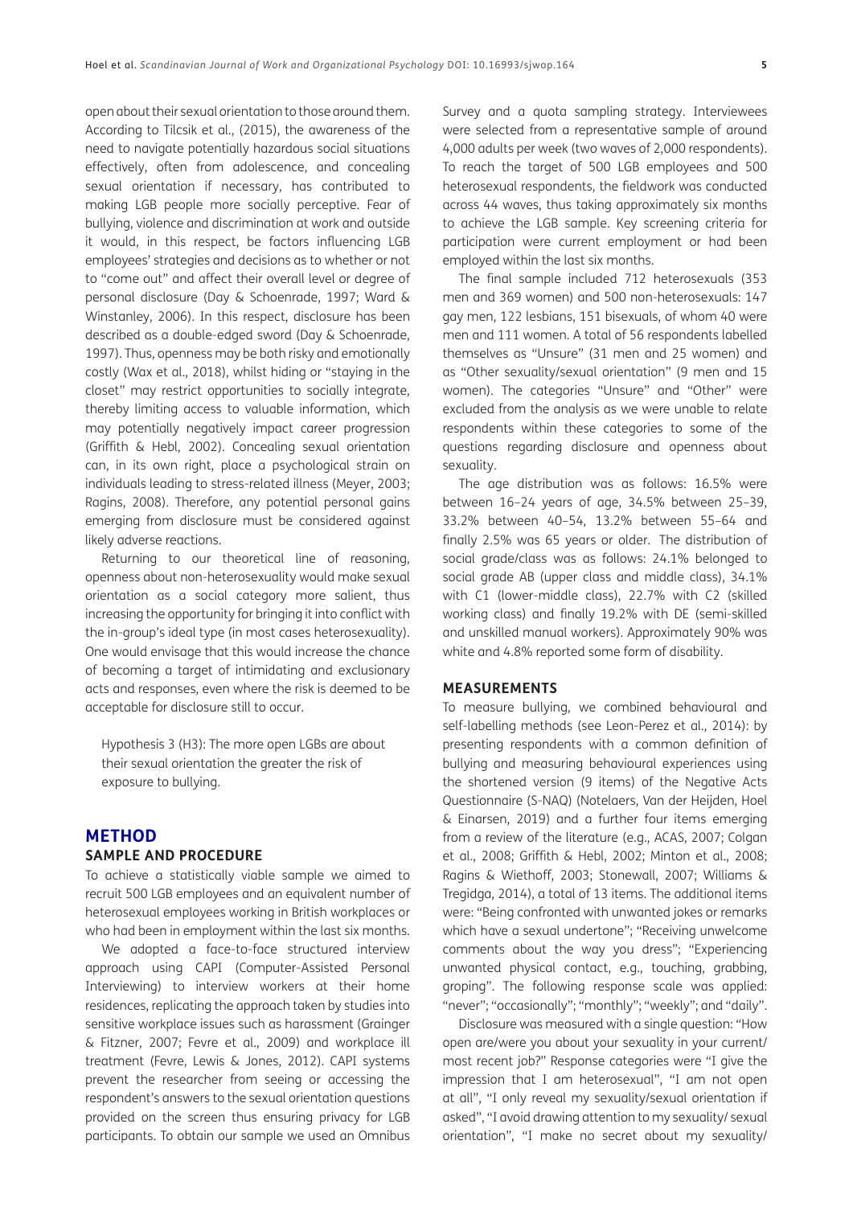open about their sexual orientation to those around them. According to Tilcsik et al., (2015), the awareness of the need to navigate potentially hazardous social situations effectively, often from adolescence, and concealing sexual orientation if necessary, has contributed to making LGB people more socially perceptive. Fear of bullying, violence and discrimination at work and outside it would, in this respect, be factors influencing LGB employees' strategies and decisions as to whether or not to "come out" and affect their overall level or degree of personal disclosure (Day & Schoenrade, 1997; Ward & Winstanley, 2006). In this respect, disclosure has been described as a double-edged sword (Day & Schoenrade, 1997). Thus, openness may be both risky and emotionally costly (Wax et al., 2018), whilst hiding or "staying in the closet" may restrict opportunities to socially integrate, thereby limiting access to valuable information, which may potentially negatively impact career progression (Griffith & Hebl, 2002). Concealing sexual orientation can, in its own right, place a psychological strain on individuals leading to stress-related illness (Meyer, 2003; Ragins, 2008). Therefore, any potential personal gains emerging from disclosure must be considered against likely adverse reactions.

Returning to our theoretical line of reasoning, openness about non-heterosexuality would make sexual orientation as a social category more salient, thus increasing the opportunity for bringing it into conflict with the in-group's ideal type (in most cases heterosexuality). One would envisage that this would increase the chance of becoming a target of intimidating and exclusionary acts and responses, even where the risk is deemed to be acceptable for disclosure still to occur.

> Hypothesis 3 (H3): The more open LGBs are about their sexual orientation the greater the risk of exposure to bullying.

## METHOD

### SAMPLE AND PROCEDURE

To achieve a statistically viable sample we aimed to recruit 500 LGB employees and an equivalent number of heterosexual employees working in British workplaces or who had been in employment within the last six months.

We adopted a face-to-face structured interview approach using CAPI (Computer-Assisted Personal Interviewing) to interview workers at their home residences, replicating the approach taken by studies into sensitive workplace issues such as harassment (Grainger & Fitzner, 2007; Fevre et al., 2009) and workplace ill treatment (Fevre, Lewis & Jones, 2012). CAPI systems prevent the researcher from seeing or accessing the respondent's answers to the sexual orientation questions provided on the screen thus ensuring privacy for LGB participants. To obtain our sample we used an Omnibus Survey and a quota sampling strategy. Interviewees were selected from a representative sample of around 4,000 adults per week (two waves of 2,000 respondents). To reach the target of 500 LGB employees and 500 heterosexual respondents, the fieldwork was conducted across 44 waves, thus taking approximately six months to achieve the LGB sample. Key screening criteria for participation were current employment or had been employed within the last six months.

The final sample included 712 heterosexuals (353 men and 369 women) and 500 non-heterosexuals: 147 gay men, 122 lesbians, 151 bisexuals, of whom 40 were men and 111 women. A total of 56 respondents labelled themselves as "Unsure" (31 men and 25 women) and as "Other sexuality/sexual orientation" (9 men and 15 women). The categories "Unsure" and "Other" were excluded from the analysis as we were unable to relate respondents within these categories to some of the questions regarding disclosure and openness about sexuality.

The age distribution was as follows: 16.5% were between 16–24 years of age, 34.5% between 25–39, 33.2% between 40–54, 13.2% between 55–64 and finally 2.5% was 65 years or older. The distribution of social grade/class was as follows: 24.1% belonged to social grade AB (upper class and middle class), 34.1% with C1 (lower-middle class), 22.7% with C2 (skilled working class) and finally 19.2% with DE (semi-skilled and unskilled manual workers). Approximately 90% was white and 4.8% reported some form of disability.

### MEASUREMENTS

To measure bullying, we combined behavioural and self-labelling methods (see Leon-Perez et al., 2014): by presenting respondents with a common definition of bullying and measuring behavioural experiences using the shortened version (9 items) of the Negative Acts Questionnaire (S-NAQ) (Notelaers, Van der Heijden, Hoel & Einarsen, 2019) and a further four items emerging from a review of the literature (e.g., ACAS, 2007; Colgan et al., 2008; Griffith & Hebl, 2002; Minton et al., 2008; Ragins & Wiethoff, 2003; Stonewall, 2007; Williams & Tregidga, 2014), a total of 13 items. The additional items were: "Being confronted with unwanted jokes or remarks which have a sexual undertone"; "Receiving unwelcome comments about the way you dress"; "Experiencing unwanted physical contact, e.g., touching, grabbing, groping". The following response scale was applied: "never"; "occasionally"; "monthly"; "weekly"; and "daily".

Disclosure was measured with a single question: "How open are/were you about your sexuality in your current/most recent job?" Response categories were "I give the impression that I am heterosexual", "I am not open at all", "I only reveal my sexuality/sexual orientation if asked", "I avoid drawing attention to my sexuality/ sexual orientation", "I make no secret about my sexuality/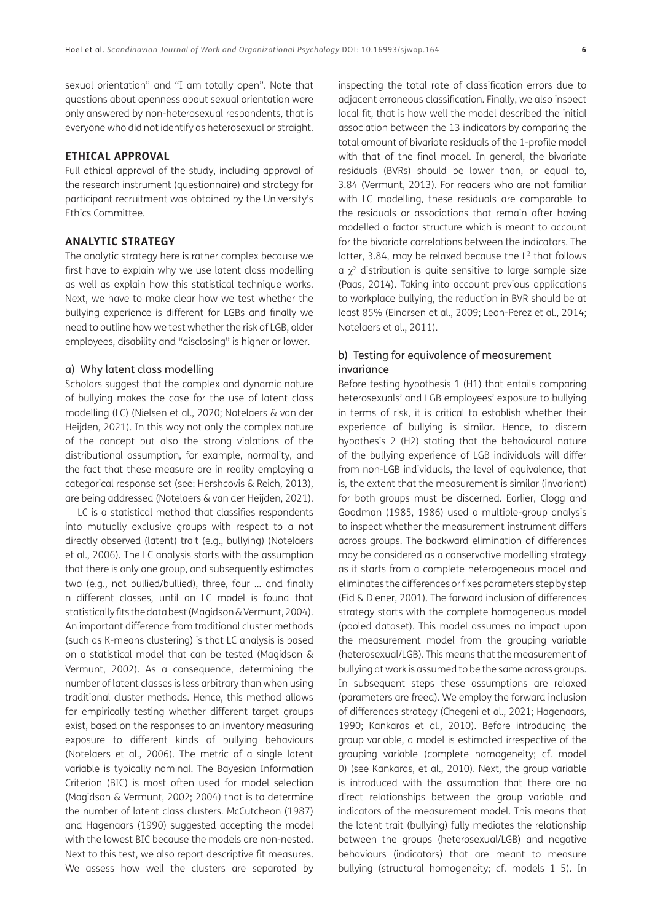sexual orientation" and "I am totally open". Note that questions about openness about sexual orientation were only answered by non-heterosexual respondents, that is everyone who did not identify as heterosexual or straight.

## ETHICAL APPROVAL

Full ethical approval of the study, including approval of the research instrument (questionnaire) and strategy for participant recruitment was obtained by the University's Ethics Committee.

## ANALYTIC STRATEGY

The analytic strategy here is rather complex because we first have to explain why we use latent class modelling as well as explain how this statistical technique works. Next, we have to make clear how we test whether the bullying experience is different for LGBs and finally we need to outline how we test whether the risk of LGB, older employees, disability and "disclosing" is higher or lower.

### a) Why latent class modelling

Scholars suggest that the complex and dynamic nature of bullying makes the case for the use of latent class modelling (LC) (Nielsen et al., 2020; Notelaers & van der Heijden, 2021). In this way not only the complex nature of the concept but also the strong violations of the distributional assumption, for example, normality, and the fact that these measure are in reality employing a categorical response set (see: Hershcovis & Reich, 2013), are being addressed (Notelaers & van der Heijden, 2021).

LC is a statistical method that classifies respondents into mutually exclusive groups with respect to a not directly observed (latent) trait (e.g., bullying) (Notelaers et al., 2006). The LC analysis starts with the assumption that there is only one group, and subsequently estimates two (e.g., not bullied/bullied), three, four … and finally n different classes, until an LC model is found that statistically fits the data best (Magidson & Vermunt, 2004). An important difference from traditional cluster methods (such as K-means clustering) is that LC analysis is based on a statistical model that can be tested (Magidson & Vermunt, 2002). As a consequence, determining the number of latent classes is less arbitrary than when using traditional cluster methods. Hence, this method allows for empirically testing whether different target groups exist, based on the responses to an inventory measuring exposure to different kinds of bullying behaviours (Notelaers et al., 2006). The metric of a single latent variable is typically nominal. The Bayesian Information Criterion (BIC) is most often used for model selection (Magidson & Vermunt, 2002; 2004) that is to determine the number of latent class clusters. McCutcheon (1987) and Hagenaars (1990) suggested accepting the model with the lowest BIC because the models are non-nested. Next to this test, we also report descriptive fit measures. We assess how well the clusters are separated by inspecting the total rate of classification errors due to adjacent erroneous classification. Finally, we also inspect local fit, that is how well the model described the initial association between the 13 indicators by comparing the total amount of bivariate residuals of the 1-profile model with that of the final model. In general, the bivariate residuals (BVRs) should be lower than, or equal to, 3.84 (Vermunt, 2013). For readers who are not familiar with LC modelling, these residuals are comparable to the residuals or associations that remain after having modelled a factor structure which is meant to account for the bivariate correlations between the indicators. The latter, 3.84, may be relaxed because the $L^2$ that follows a $\chi^2$ distribution is quite sensitive to large sample size (Paas, 2014). Taking into account previous applications to workplace bullying, the reduction in BVR should be at least 85% (Einarsen et al., 2009; Leon-Perez et al., 2014; Notelaers et al., 2011).

### b) Testing for equivalence of measurement invariance

Before testing hypothesis 1 (H1) that entails comparing heterosexuals' and LGB employees' exposure to bullying in terms of risk, it is critical to establish whether their experience of bullying is similar. Hence, to discern hypothesis 2 (H2) stating that the behavioural nature of the bullying experience of LGB individuals will differ from non-LGB individuals, the level of equivalence, that is, the extent that the measurement is similar (invariant) for both groups must be discerned. Earlier, Clogg and Goodman (1985, 1986) used a multiple-group analysis to inspect whether the measurement instrument differs across groups. The backward elimination of differences may be considered as a conservative modelling strategy as it starts from a complete heterogeneous model and eliminates the differences or fixes parameters step by step (Eid & Diener, 2001). The forward inclusion of differences strategy starts with the complete homogeneous model (pooled dataset). This model assumes no impact upon the measurement model from the grouping variable (heterosexual/LGB). This means that the measurement of bullying at work is assumed to be the same across groups. In subsequent steps these assumptions are relaxed (parameters are freed). We employ the forward inclusion of differences strategy (Chegeni et al., 2021; Hagenaars, 1990; Kankaras et al., 2010). Before introducing the group variable, a model is estimated irrespective of the grouping variable (complete homogeneity; cf. model 0) (see Kankaras, et al., 2010). Next, the group variable is introduced with the assumption that there are no direct relationships between the group variable and indicators of the measurement model. This means that the latent trait (bullying) fully mediates the relationship between the groups (heterosexual/LGB) and negative behaviours (indicators) that are meant to measure bullying (structural homogeneity; cf. models 1–5). In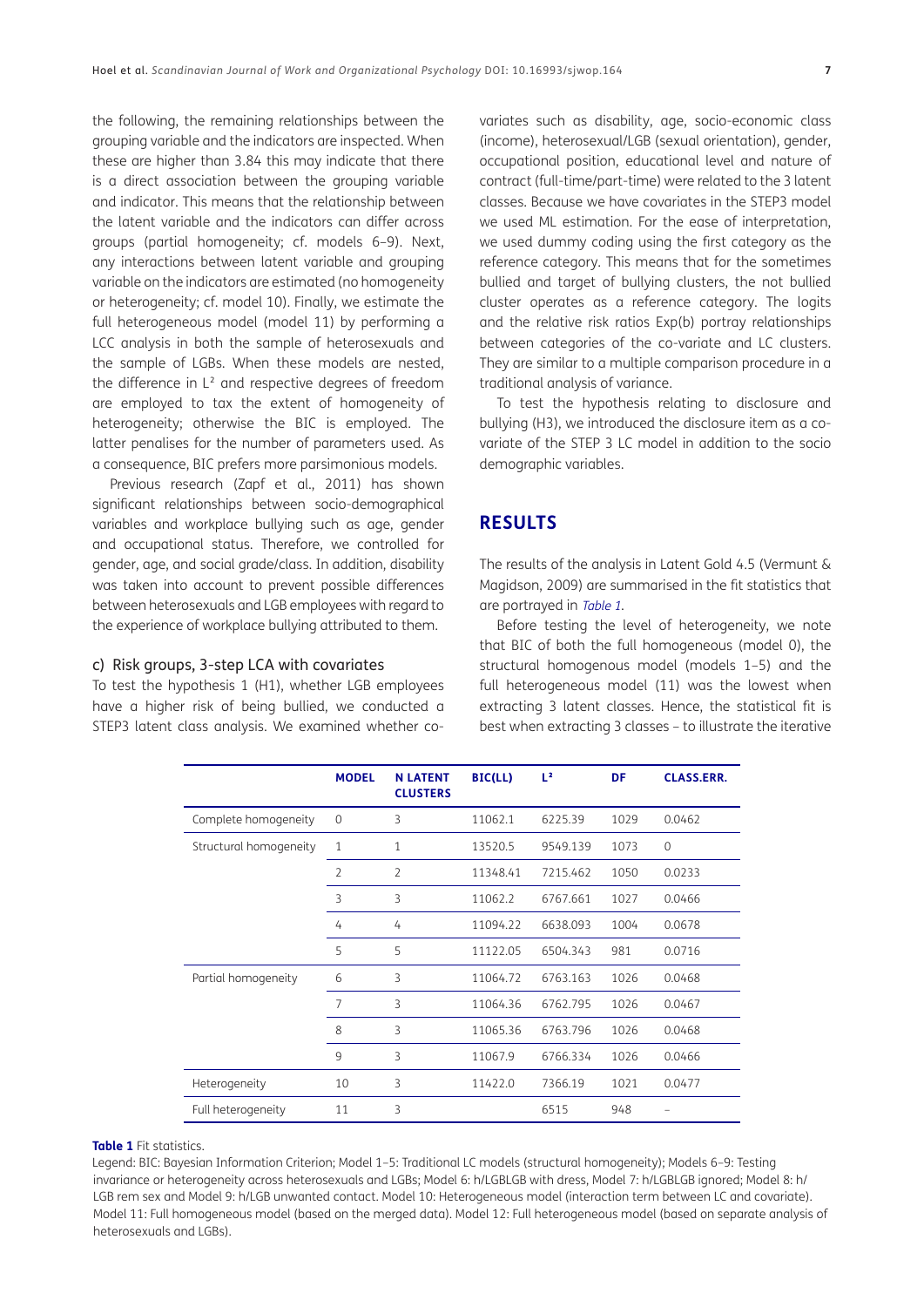the following, the remaining relationships between the grouping variable and the indicators are inspected. When these are higher than 3.84 this may indicate that there is a direct association between the grouping variable and indicator. This means that the relationship between the latent variable and the indicators can differ across groups (partial homogeneity; cf. models 6–9). Next, any interactions between latent variable and grouping variable on the indicators are estimated (no homogeneity or heterogeneity; cf. model 10). Finally, we estimate the full heterogeneous model (model 11) by performing a LCC analysis in both the sample of heterosexuals and the sample of LGBs. When these models are nested, the difference in $L^2$ and respective degrees of freedom are employed to tax the extent of homogeneity of heterogeneity; otherwise the BIC is employed. The latter penalises for the number of parameters used. As a consequence, BIC prefers more parsimonious models.

Previous research (Zapf et al., 2011) has shown significant relationships between socio-demographical variables and workplace bullying such as age, gender and occupational status. Therefore, we controlled for gender, age, and social grade/class. In addition, disability was taken into account to prevent possible differences between heterosexuals and LGB employees with regard to the experience of workplace bullying attributed to them.

#### c) Risk groups, 3-step LCA with covariates

To test the hypothesis 1 (H1), whether LGB employees have a higher risk of being bullied, we conducted a STEP3 latent class analysis. We examined whether co-variates such as disability, age, socio-economic class (income), heterosexual/LGB (sexual orientation), gender, occupational position, educational level and nature of contract (full-time/part-time) were related to the 3 latent classes. Because we have covariates in the STEP3 model we used ML estimation. For the ease of interpretation, we used dummy coding using the first category as the reference category. This means that for the sometimes bullied and target of bullying clusters, the not bullied cluster operates as a reference category. The logits and the relative risk ratios Exp(b) portray relationships between categories of the co-variate and LC clusters. They are similar to a multiple comparison procedure in a traditional analysis of variance.

To test the hypothesis relating to disclosure and bullying (H3), we introduced the disclosure item as a co-variate of the STEP 3 LC model in addition to the socio demographic variables.

## RESULTS

The results of the analysis in Latent Gold 4.5 (Vermunt & Magidson, 2009) are summarised in the fit statistics that are portrayed in Table 1.

Before testing the level of heterogeneity, we note that BIC of both the full homogeneous (model 0), the structural homogenous model (models 1–5) and the full heterogeneous model (11) was the lowest when extracting 3 latent classes. Hence, the statistical fit is best when extracting 3 classes – to illustrate the iterative

| | MODEL | N LATENT CLUSTERS | BIC(LL) | $L^2$ | DF | CLASS.ERR. |
|---|---|---|---|---|---|---|
| Complete homogeneity | 0 | 3 | 11062.1 | 6225.39 | 1029 | 0.0462 |
| Structural homogeneity | 1 | 1 | 13520.5 | 9549.139 | 1073 | 0 |
| | 2 | 2 | 11348.41 | 7215.462 | 1050 | 0.0233 |
| | 3 | 3 | 11062.2 | 6767.661 | 1027 | 0.0466 |
| | 4 | 4 | 11094.22 | 6638.093 | 1004 | 0.0678 |
| | 5 | 5 | 11122.05 | 6504.343 | 981 | 0.0716 |
| Partial homogeneity | 6 | 3 | 11064.72 | 6763.163 | 1026 | 0.0468 |
| | 7 | 3 | 11064.36 | 6762.795 | 1026 | 0.0467 |
| | 8 | 3 | 11065.36 | 6763.796 | 1026 | 0.0468 |
| | 9 | 3 | 11067.9 | 6766.334 | 1026 | 0.0466 |
| Heterogeneity | 10 | 3 | 11422.0 | 7366.19 | 1021 | 0.0477 |
| Full heterogeneity | 11 | 3 | | 6515 | 948 | – |

**Table 1** Fit statistics.

Legend: BIC: Bayesian Information Criterion; Model 1–5: Traditional LC models (structural homogeneity); Models 6–9: Testing invariance or heterogeneity across heterosexuals and LGBs; Model 6: h/LGBLGB with dress, Model 7: h/LGBLGB ignored; Model 8: h/LGB rem sex and Model 9: h/LGB unwanted contact. Model 10: Heterogeneous model (interaction term between LC and covariate). Model 11: Full homogeneous model (based on the merged data). Model 12: Full heterogeneous model (based on separate analysis of heterosexuals and LGBs).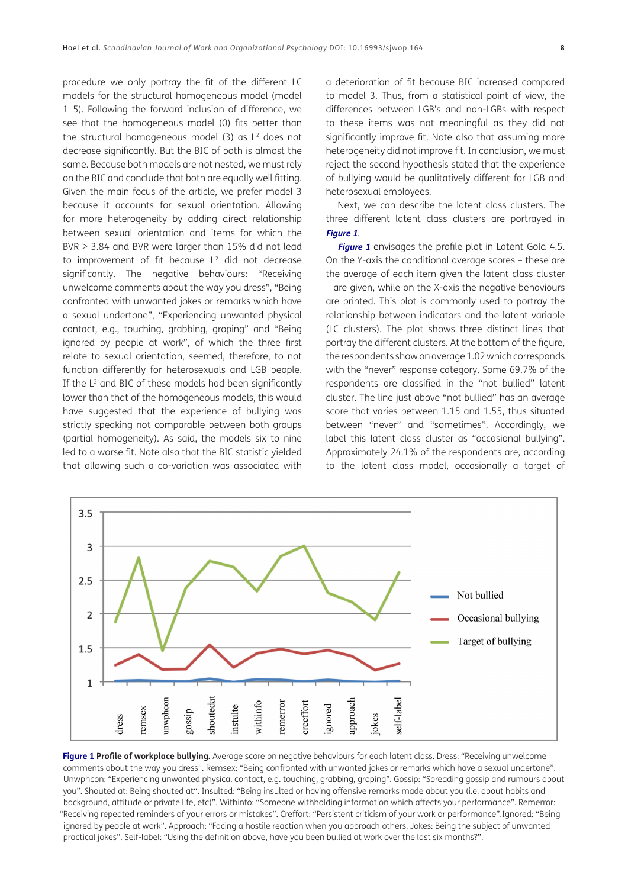procedure we only portray the fit of the different LC models for the structural homogeneous model (model 1–5). Following the forward inclusion of difference, we see that the homogeneous model (0) fits better than the structural homogeneous model (3) as $L^2$ does not decrease significantly. But the BIC of both is almost the same. Because both models are not nested, we must rely on the BIC and conclude that both are equally well fitting. Given the main focus of the article, we prefer model 3 because it accounts for sexual orientation. Allowing for more heterogeneity by adding direct relationship between sexual orientation and items for which the BVR > 3.84 and BVR were larger than 15% did not lead to improvement of fit because $L^2$ did not decrease significantly. The negative behaviours: "Receiving unwelcome comments about the way you dress", "Being confronted with unwanted jokes or remarks which have a sexual undertone", "Experiencing unwanted physical contact, e.g., touching, grabbing, groping" and "Being ignored by people at work", of which the three first relate to sexual orientation, seemed, therefore, to not function differently for heterosexuals and LGB people. If the $L^2$ and BIC of these models had been significantly lower than that of the homogeneous models, this would have suggested that the experience of bullying was strictly speaking not comparable between both groups (partial homogeneity). As said, the models six to nine led to a worse fit. Note also that the BIC statistic yielded that allowing such a co-variation was associated with a deterioration of fit because BIC increased compared to model 3. Thus, from a statistical point of view, the differences between LGB's and non-LGBs with respect to these items was not meaningful as they did not significantly improve fit. Note also that assuming more heterogeneity did not improve fit. In conclusion, we must reject the second hypothesis stated that the experience of bullying would be qualitatively different for LGB and heterosexual employees.

Next, we can describe the latent class clusters. The three different latent class clusters are portrayed in ***Figure 1***.

***Figure 1*** envisages the profile plot in Latent Gold 4.5. On the Y-axis the conditional average scores – these are the average of each item given the latent class cluster – are given, while on the X-axis the negative behaviours are printed. This plot is commonly used to portray the relationship between indicators and the latent variable (LC clusters). The plot shows three distinct lines that portray the different clusters. At the bottom of the figure, the respondents show on average 1.02 which corresponds with the "never" response category. Some 69.7% of the respondents are classified in the "not bullied" latent cluster. The line just above "not bullied" has an average score that varies between 1.15 and 1.55, thus situated between "never" and "sometimes". Accordingly, we label this latent class cluster as "occasional bullying". Approximately 24.1% of the respondents are, according to the latent class model, occasionally a target of

**Figure 1 Profile of workplace bullying.** Average score on negative behaviours for each latent class. Dress: "Receiving unwelcome comments about the way you dress". Remsex: "Being confronted with unwanted jokes or remarks which have a sexual undertone". Unwphcon: "Experiencing unwanted physical contact, e.g. touching, grabbing, groping". Gossip: "Spreading gossip and rumours about you". Shouted at: Being shouted at". Insulted: "Being insulted or having offensive remarks made about you (i.e. about habits and background, attitude or private life, etc)". Withinfo: "Someone withholding information which affects your performance". Remerror: "Receiving repeated reminders of your errors or mistakes". Creffort: "Persistent criticism of your work or performance".Ignored: "Being ignored by people at work". Approach: "Facing a hostile reaction when you approach others. Jokes: Being the subject of unwanted practical jokes". Self-label: "Using the definition above, have you been bullied at work over the last six months?".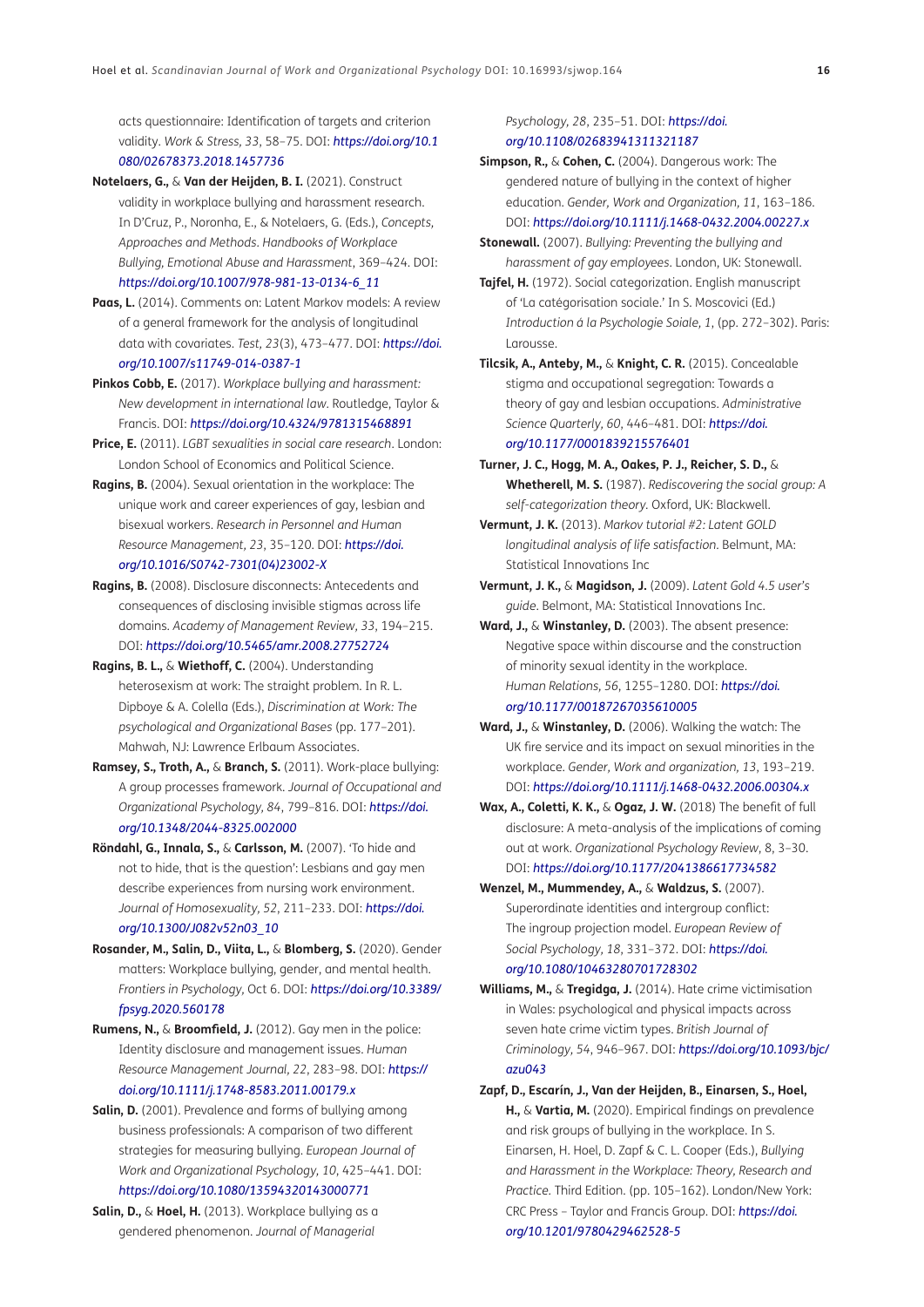acts questionnaire: Identification of targets and criterion validity. *Work & Stress, 33*, 58–75. DOI: *https://doi.org/10.1080/02678373.2018.1457736*

**Notelaers, G.,** & **Van der Heijden, B. I.** (2021). Construct validity in workplace bullying and harassment research. In D'Cruz, P., Noronha, E., & Notelaers, G. (Eds.), *Concepts, Approaches and Methods. Handbooks of Workplace Bullying, Emotional Abuse and Harassment*, 369–424. DOI: *https://doi.org/10.1007/978-981-13-0134-6_11*

**Paas, L.** (2014). Comments on: Latent Markov models: A review of a general framework for the analysis of longitudinal data with covariates. *Test, 23*(3), 473–477. DOI: *https://doi.org/10.1007/s11749-014-0387-1*

**Pinkos Cobb, E.** (2017). *Workplace bullying and harassment: New development in international law*. Routledge, Taylor & Francis. DOI: *https://doi.org/10.4324/9781315468891*

**Price, E.** (2011). *LGBT sexualities in social care research*. London: London School of Economics and Political Science.

**Ragins, B.** (2004). Sexual orientation in the workplace: The unique work and career experiences of gay, lesbian and bisexual workers. *Research in Personnel and Human Resource Management, 23*, 35–120. DOI: *https://doi.org/10.1016/S0742-7301(04)23002-X*

**Ragins, B.** (2008). Disclosure disconnects: Antecedents and consequences of disclosing invisible stigmas across life domains. *Academy of Management Review, 33*, 194–215. DOI: *https://doi.org/10.5465/amr.2008.27752724*

**Ragins, B. L.,** & **Wiethoff, C.** (2004). Understanding heterosexism at work: The straight problem. In R. L. Dipboye & A. Colella (Eds.), *Discrimination at Work: The psychological and Organizational Bases* (pp. 177–201). Mahwah, NJ: Lawrence Erlbaum Associates.

**Ramsey, S., Troth, A.,** & **Branch, S.** (2011). Work-place bullying: A group processes framework. *Journal of Occupational and Organizational Psychology, 84*, 799–816. DOI: *https://doi.org/10.1348/2044-8325.002000*

**Röndahl, G., Innala, S.,** & **Carlsson, M.** (2007). 'To hide and not to hide, that is the question': Lesbians and gay men describe experiences from nursing work environment. *Journal of Homosexuality, 52*, 211–233. DOI: *https://doi.org/10.1300/J082v52n03_10*

**Rosander, M., Salin, D., Viita, L.,** & **Blomberg, S.** (2020). Gender matters: Workplace bullying, gender, and mental health. *Frontiers in Psychology*, Oct 6. DOI: *https://doi.org/10.3389/fpsyg.2020.560178*

**Rumens, N.,** & **Broomfield, J.** (2012). Gay men in the police: Identity disclosure and management issues. *Human Resource Management Journal, 22*, 283–98. DOI: *https://doi.org/10.1111/j.1748-8583.2011.00179.x*

**Salin, D.** (2001). Prevalence and forms of bullying among business professionals: A comparison of two different strategies for measuring bullying. *European Journal of Work and Organizational Psychology, 10*, 425–441. DOI: *https://doi.org/10.1080/13594320143000771*

**Salin, D.,** & **Hoel, H.** (2013). Workplace bullying as a gendered phenomenon. *Journal of Managerial Psychology, 28*, 235–51. DOI: *https://doi.org/10.1108/02683941311321187*

**Simpson, R.,** & **Cohen, C.** (2004). Dangerous work: The gendered nature of bullying in the context of higher education. *Gender, Work and Organization, 11*, 163–186. DOI: *https://doi.org/10.1111/j.1468-0432.2004.00227.x*

**Stonewall.** (2007). *Bullying: Preventing the bullying and harassment of gay employees*. London, UK: Stonewall.

**Tajfel, H.** (1972). Social categorization. English manuscript of 'La catégorisation sociale.' In S. Moscovici (Ed.) *Introduction á la Psychologie Soiale, 1*, (pp. 272–302). Paris: Larousse.

**Tilcsik, A., Anteby, M.,** & **Knight, C. R.** (2015). Concealable stigma and occupational segregation: Towards a theory of gay and lesbian occupations. *Administrative Science Quarterly, 60*, 446–481. DOI: *https://doi.org/10.1177/0001839215576401*

**Turner, J. C., Hogg, M. A., Oakes, P. J., Reicher, S. D.,** & **Whetherell, M. S.** (1987). *Rediscovering the social group: A self-categorization theory*. Oxford, UK: Blackwell.

**Vermunt, J. K.** (2013). *Markov tutorial #2: Latent GOLD longitudinal analysis of life satisfaction*. Belmont, MA: Statistical Innovations Inc

**Vermunt, J. K.,** & **Magidson, J.** (2009). *Latent Gold 4.5 user's guide*. Belmont, MA: Statistical Innovations Inc.

**Ward, J.,** & **Winstanley, D.** (2003). The absent presence: Negative space within discourse and the construction of minority sexual identity in the workplace. *Human Relations, 56*, 1255–1280. DOI: *https://doi.org/10.1177/00187267035610005*

**Ward, J.,** & **Winstanley, D.** (2006). Walking the watch: The UK fire service and its impact on sexual minorities in the workplace. *Gender, Work and organization, 13*, 193–219. DOI: *https://doi.org/10.1111/j.1468-0432.2006.00304.x*

**Wax, A., Coletti, K. K.,** & **Ogaz, J. W.** (2018) The benefit of full disclosure: A meta-analysis of the implications of coming out at work. *Organizational Psychology Review, 8*, 3–30. DOI: *https://doi.org/10.1177/2041386617734582*

**Wenzel, M., Mummendey, A.,** & **Waldzus, S.** (2007). Superordinate identities and intergroup conflict: The ingroup projection model. *European Review of Social Psychology, 18*, 331–372. DOI: *https://doi.org/10.1080/10463280701728302*

**Williams, M.,** & **Tregidga, J.** (2014). Hate crime victimisation in Wales: psychological and physical impacts across seven hate crime victim types. *British Journal of Criminology, 54*, 946–967. DOI: *https://doi.org/10.1093/bjc/azu043*

**Zapf, D., Escarín, J., Van der Heijden, B., Einarsen, S., Hoel, H.,** & **Vartia, M.** (2020). Empirical findings on prevalence and risk groups of bullying in the workplace. In S. Einarsen, H. Hoel, D. Zapf & C. L. Cooper (Eds.), *Bullying and Harassment in the Workplace: Theory, Research and Practice*. Third Edition. (pp. 105–162). London/New York: CRC Press – Taylor and Francis Group. DOI: *https://doi.org/10.1201/9780429462528-5*